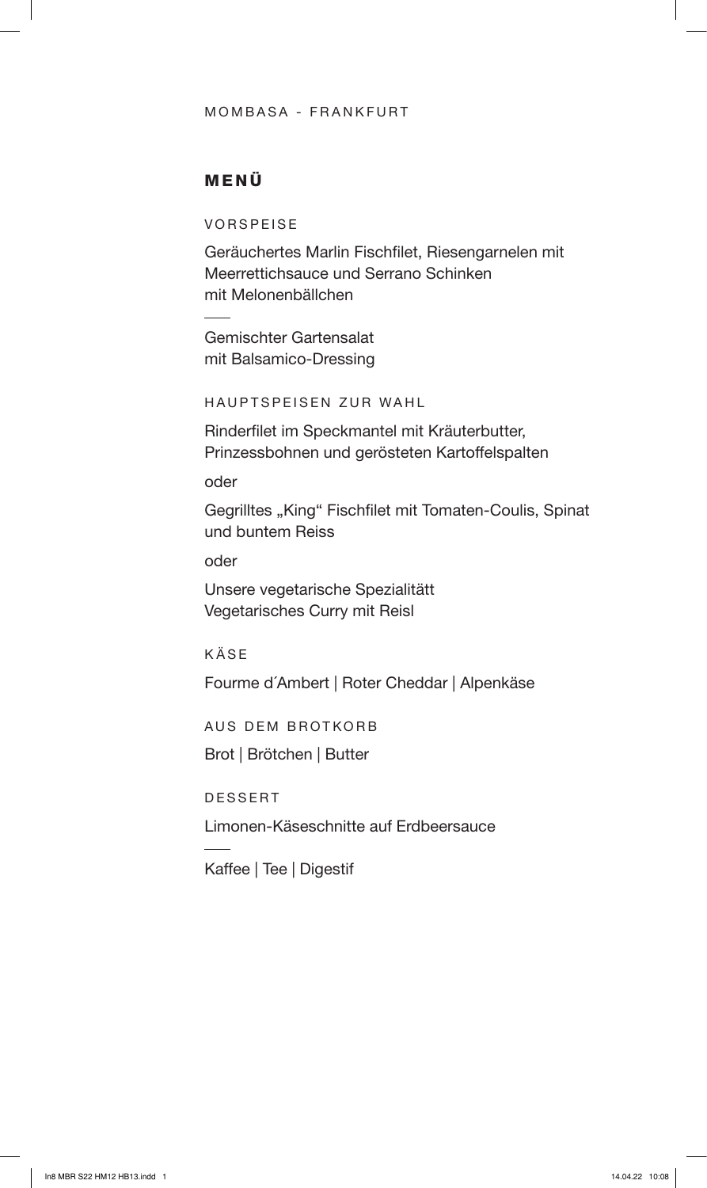MOMBASA - FRANKFURT

# MENÜ

## VORSPEISE

Geräuchertes Marlin Fischfilet, Riesengarnelen mit Meerrettichsauce und Serrano Schinken mit Melonenbällchen

---

Gemischter Gartensalat mit Balsamico-Dressing

## HAUPTSPEISEN ZUR WAHL

Rinderfilet im Speckmantel mit Kräuterbutter, Prinzessbohnen und gerösteten Kartoffelspalten

oder

Gegrilltes „King" Fischfilet mit Tomaten-Coulis, Spinat und buntem Reiss

oder

Unsere vegetarische Spezialitätt
Vegetarisches Curry mit Reisl

## KÄSE

Fourme d´Ambert | Roter Cheddar | Alpenkäse

## AUS DEM BROTKORB

Brot | Brötchen | Butter

## DESSERT

Limonen-Käseschnitte auf Erdbeersauce

---

Kaffee | Tee | Digestif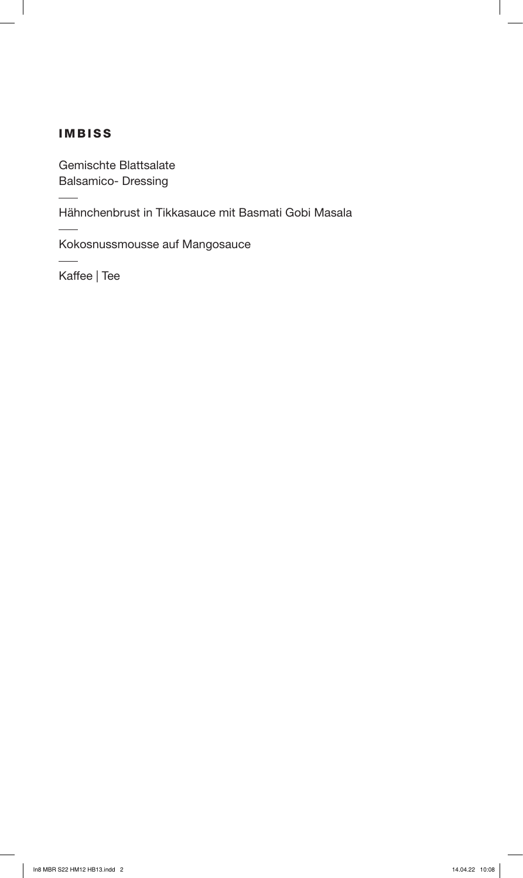## IMBISS

Gemischte Blattsalate
Balsamico- Dressing

---

Hähnchenbrust in Tikkasauce mit Basmati Gobi Masala

---

Kokosnussmousse auf Mangosauce

---

Kaffee | Tee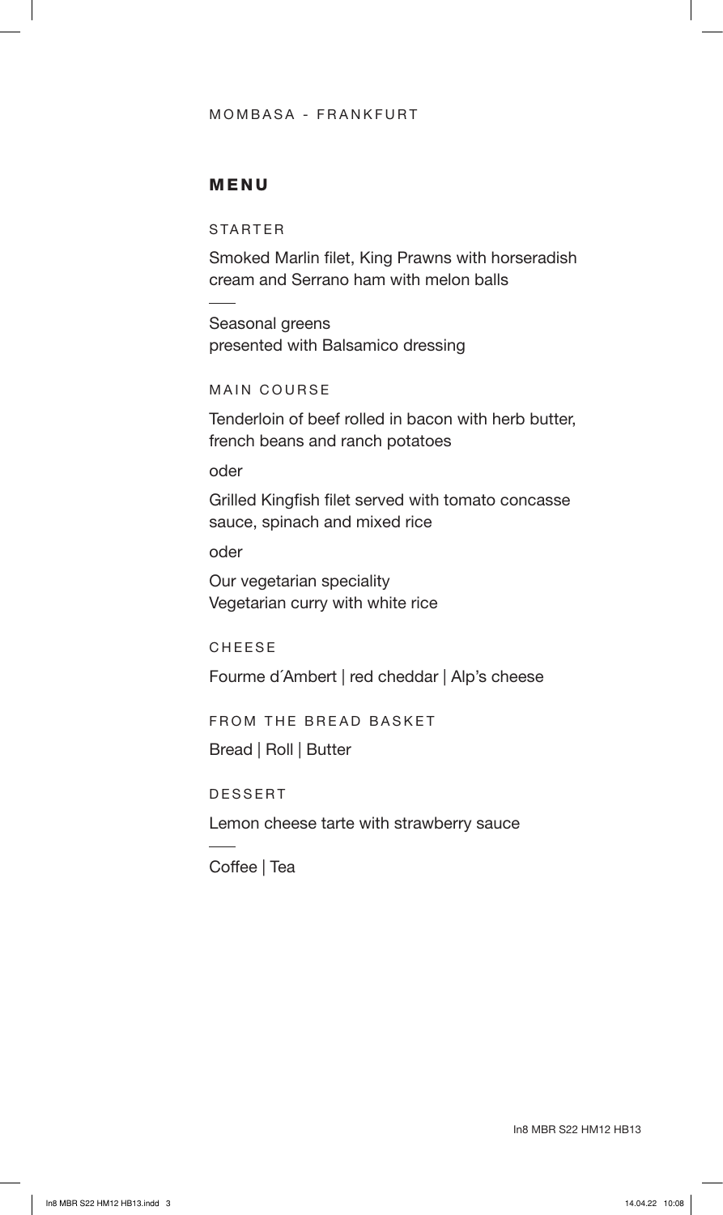MOMBASA - FRANKFURT

## MENU

### STARTER

Smoked Marlin filet, King Prawns with horseradish cream and Serrano ham with melon balls

---

Seasonal greens
presented with Balsamico dressing

### MAIN COURSE

Tenderloin of beef rolled in bacon with herb butter, french beans and ranch potatoes

oder

Grilled Kingfish filet served with tomato concasse sauce, spinach and mixed rice

oder

Our vegetarian speciality
Vegetarian curry with white rice

### CHEESE

Fourme d´Ambert | red cheddar | Alp's cheese

### FROM THE BREAD BASKET

Bread | Roll | Butter

### DESSERT

Lemon cheese tarte with strawberry sauce

---

Coffee | Tea

In8 MBR S22 HM12 HB13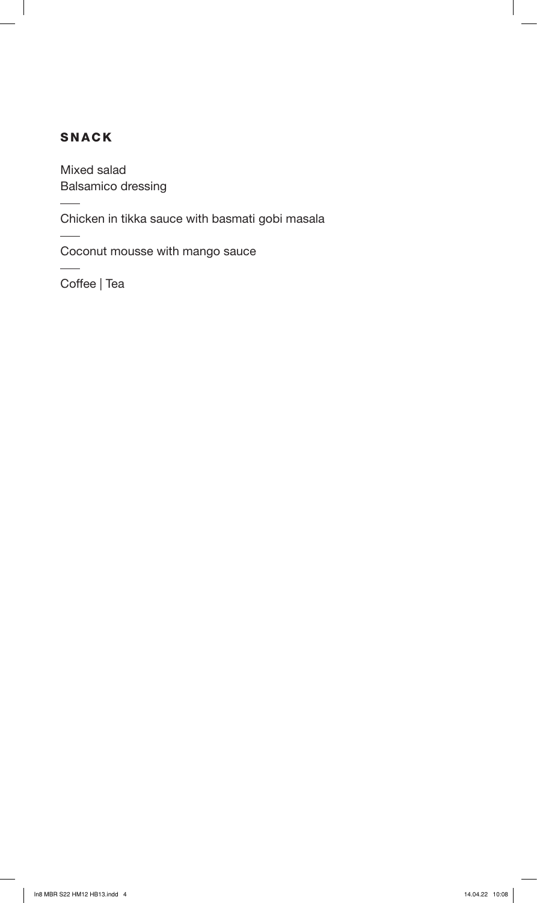## SNACK

Mixed salad
Balsamico dressing

---

Chicken in tikka sauce with basmati gobi masala

---

Coconut mousse with mango sauce

---

Coffee | Tea